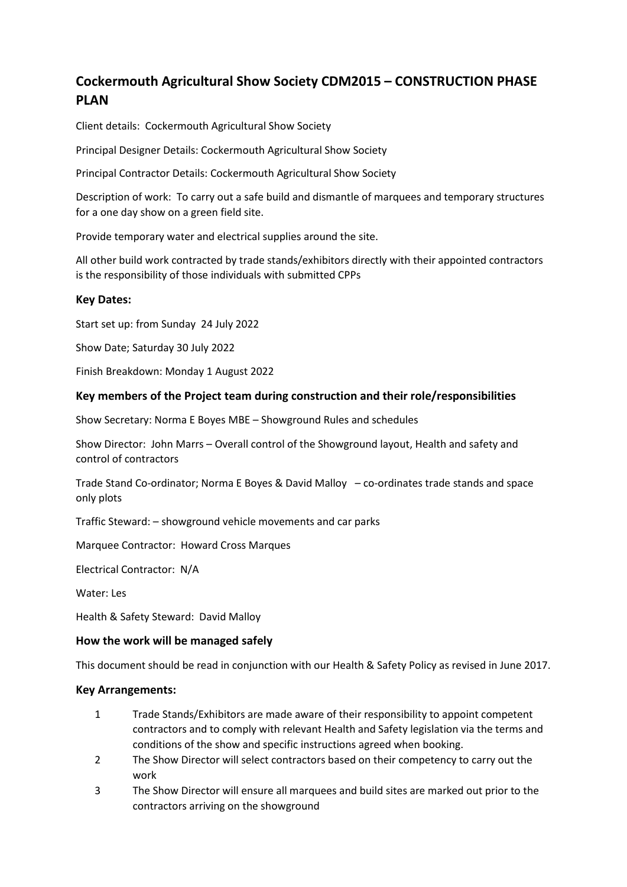# Cockermouth Agricultural Show Society CDM2015 – CONSTRUCTION PHASE PLAN

Client details: Cockermouth Agricultural Show Society

Principal Designer Details: Cockermouth Agricultural Show Society

Principal Contractor Details: Cockermouth Agricultural Show Society

Description of work: To carry out a safe build and dismantle of marquees and temporary structures for a one day show on a green field site.

Provide temporary water and electrical supplies around the site.

All other build work contracted by trade stands/exhibitors directly with their appointed contractors is the responsibility of those individuals with submitted CPPs

## Key Dates:

Start set up: from Sunday 24 July 2022

Show Date; Saturday 30 July 2022

Finish Breakdown: Monday 1 August 2022

## Key members of the Project team during construction and their role/responsibilities

Show Secretary: Norma E Boyes MBE – Showground Rules and schedules

Show Director: John Marrs – Overall control of the Showground layout, Health and safety and control of contractors

Trade Stand Co-ordinator; Norma E Boyes & David Malloy – co-ordinates trade stands and space only plots

Traffic Steward: – showground vehicle movements and car parks

Marquee Contractor: Howard Cross Marques

Electrical Contractor: N/A

Water: Les

Health & Safety Steward: David Malloy

## How the work will be managed safely

This document should be read in conjunction with our Health & Safety Policy as revised in June 2017.

## Key Arrangements:

1. Trade Stands/Exhibitors are made aware of their responsibility to appoint competent contractors and to comply with relevant Health and Safety legislation via the terms and conditions of the show and specific instructions agreed when booking.
2. The Show Director will select contractors based on their competency to carry out the work
3. The Show Director will ensure all marquees and build sites are marked out prior to the contractors arriving on the showground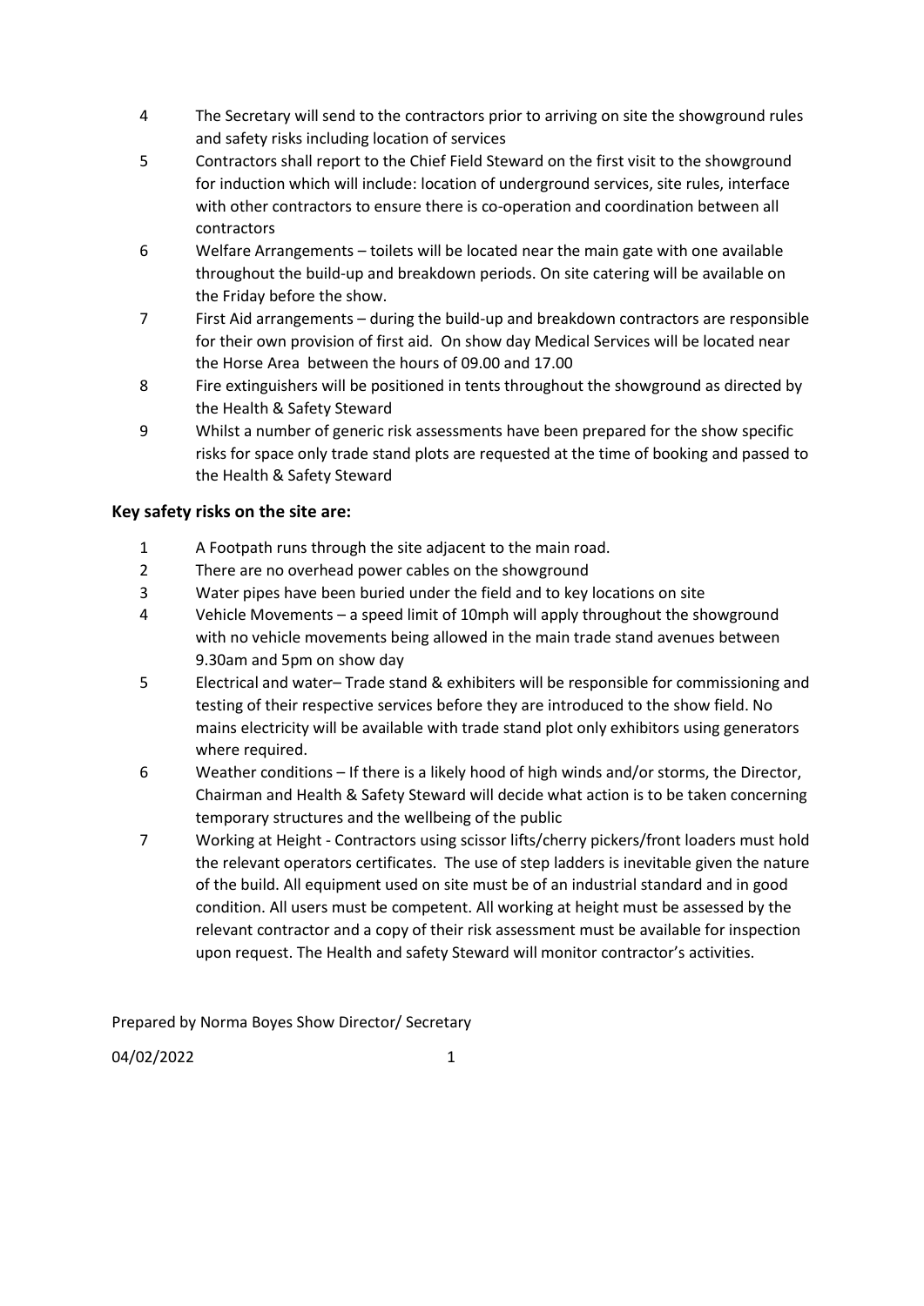4. The Secretary will send to the contractors prior to arriving on site the showground rules and safety risks including location of services
5. Contractors shall report to the Chief Field Steward on the first visit to the showground for induction which will include: location of underground services, site rules, interface with other contractors to ensure there is co-operation and coordination between all contractors
6. Welfare Arrangements – toilets will be located near the main gate with one available throughout the build-up and breakdown periods. On site catering will be available on the Friday before the show.
7. First Aid arrangements – during the build-up and breakdown contractors are responsible for their own provision of first aid. On show day Medical Services will be located near the Horse Area between the hours of 09.00 and 17.00
8. Fire extinguishers will be positioned in tents throughout the showground as directed by the Health & Safety Steward
9. Whilst a number of generic risk assessments have been prepared for the show specific risks for space only trade stand plots are requested at the time of booking and passed to the Health & Safety Steward

**Key safety risks on the site are:**

1. A Footpath runs through the site adjacent to the main road.
2. There are no overhead power cables on the showground
3. Water pipes have been buried under the field and to key locations on site
4. Vehicle Movements – a speed limit of 10mph will apply throughout the showground with no vehicle movements being allowed in the main trade stand avenues between 9.30am and 5pm on show day
5. Electrical and water– Trade stand & exhibiters will be responsible for commissioning and testing of their respective services before they are introduced to the show field. No mains electricity will be available with trade stand plot only exhibitors using generators where required.
6. Weather conditions – If there is a likely hood of high winds and/or storms, the Director, Chairman and Health & Safety Steward will decide what action is to be taken concerning temporary structures and the wellbeing of the public
7. Working at Height - Contractors using scissor lifts/cherry pickers/front loaders must hold the relevant operators certificates. The use of step ladders is inevitable given the nature of the build. All equipment used on site must be of an industrial standard and in good condition. All users must be competent. All working at height must be assessed by the relevant contractor and a copy of their risk assessment must be available for inspection upon request. The Health and safety Steward will monitor contractor's activities.

Prepared by Norma Boyes Show Director/ Secretary

04/02/2022